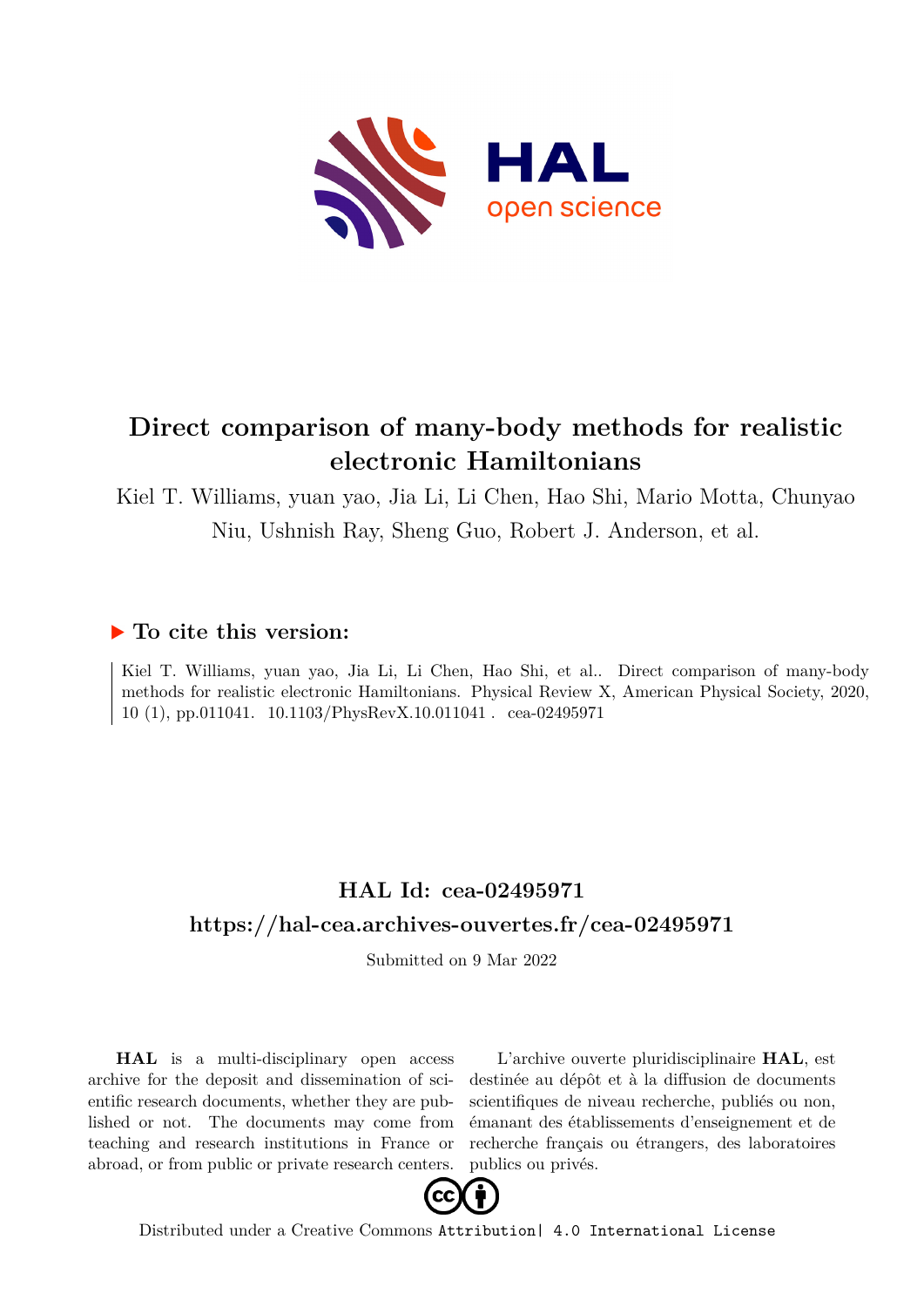# Direct comparison of many-body methods for realistic electronic Hamiltonians

Kiel T. Williams, yuan yao, Jia Li, Li Chen, Hao Shi, Mario Motta, Chunyao Niu, Ushnish Ray, Sheng Guo, Robert J. Anderson, et al.

## ▶ To cite this version:

Kiel T. Williams, yuan yao, Jia Li, Li Chen, Hao Shi, et al.. Direct comparison of many-body methods for realistic electronic Hamiltonians. Physical Review X, American Physical Society, 2020, 10 (1), pp.011041. 10.1103/PhysRevX.10.011041 . cea-02495971

## HAL Id: cea-02495971

## https://hal-cea.archives-ouvertes.fr/cea-02495971

Submitted on 9 Mar 2022

**HAL** is a multi-disciplinary open access archive for the deposit and dissemination of scientific research documents, whether they are published or not. The documents may come from teaching and research institutions in France or abroad, or from public or private research centers.

L'archive ouverte pluridisciplinaire **HAL**, est destinée au dépôt et à la diffusion de documents scientifiques de niveau recherche, publiés ou non, émanant des établissements d'enseignement et de recherche français ou étrangers, des laboratoires publics ou privés.

Distributed under a Creative Commons Attribution| 4.0 International License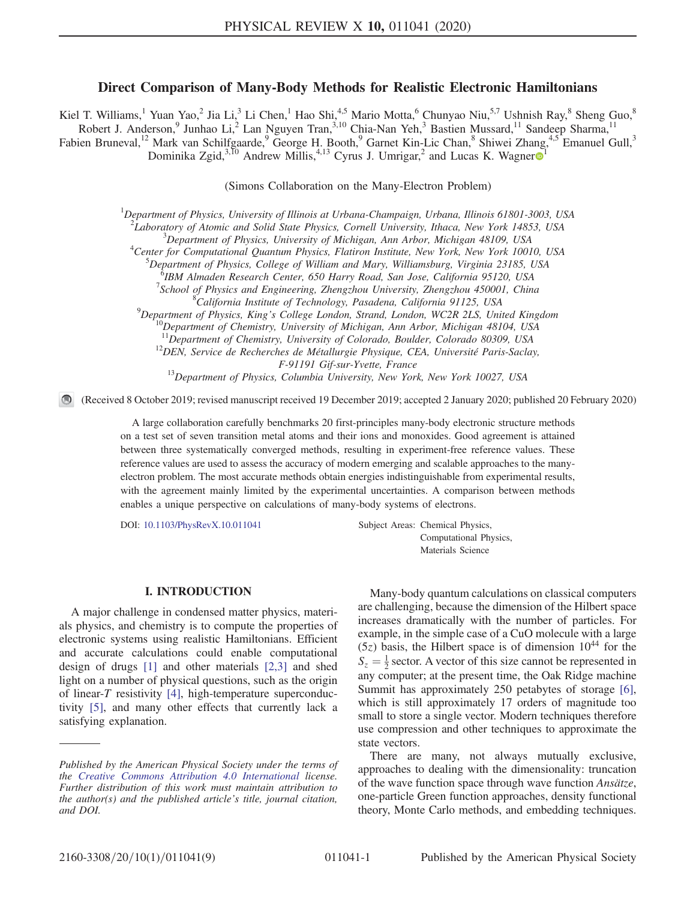# Direct Comparison of Many-Body Methods for Realistic Electronic Hamiltonians

Kiel T. Williams,[1] Yuan Yao,[2] Jia Li,[3] Li Chen,[1] Hao Shi,[4,5] Mario Motta,[6] Chunyao Niu,[5,7] Ushnish Ray,[8] Sheng Guo,[8] Robert J. Anderson,[9] Junhao Li,[2] Lan Nguyen Tran,[3,10] Chia-Nan Yeh,[3] Bastien Mussard,[11] Sandeep Sharma,[11] Fabien Bruneval,[12] Mark van Schilfgaarde,[9] George H. Booth,[9] Garnet Kin-Lic Chan,[8] Shiwei Zhang,[4,5] Emanuel Gull,[3] Dominika Zgid,[3,10] Andrew Millis,[4,13] Cyrus J. Umrigar,[2] and Lucas K. Wagner[1]

(Simons Collaboration on the Many-Electron Problem)

[1]Department of Physics, University of Illinois at Urbana-Champaign, Urbana, Illinois 61801-3003, USA
[2]Laboratory of Atomic and Solid State Physics, Cornell University, Ithaca, New York 14853, USA
[3]Department of Physics, University of Michigan, Ann Arbor, Michigan 48109, USA
[4]Center for Computational Quantum Physics, Flatiron Institute, New York, New York 10010, USA
[5]Department of Physics, College of William and Mary, Williamsburg, Virginia 23185, USA
[6]IBM Almaden Research Center, 650 Harry Road, San Jose, California 95120, USA
[7]School of Physics and Engineering, Zhengzhou University, Zhengzhou 450001, China
[8]California Institute of Technology, Pasadena, California 91125, USA
[9]Department of Physics, King's College London, Strand, London, WC2R 2LS, United Kingdom
[10]Department of Chemistry, University of Michigan, Ann Arbor, Michigan 48104, USA
[11]Department of Chemistry, University of Colorado, Boulder, Colorado 80309, USA
[12]DEN, Service de Recherches de Métallurgie Physique, CEA, Université Paris-Saclay, F-91191 Gif-sur-Yvette, France
[13]Department of Physics, Columbia University, New York, New York 10027, USA

(Received 8 October 2019; revised manuscript received 19 December 2019; accepted 2 January 2020; published 20 February 2020)

A large collaboration carefully benchmarks 20 first-principles many-body electronic structure methods on a test set of seven transition metal atoms and their ions and monoxides. Good agreement is attained between three systematically converged methods, resulting in experiment-free reference values. These reference values are used to assess the accuracy of modern emerging and scalable approaches to the many-electron problem. The most accurate methods obtain energies indistinguishable from experimental results, with the agreement mainly limited by the experimental uncertainties. A comparison between methods enables a unique perspective on calculations of many-body systems of electrons.

DOI: 10.1103/PhysRevX.10.011041

Subject Areas: Chemical Physics, Computational Physics, Materials Science

## I. INTRODUCTION

A major challenge in condensed matter physics, materials physics, and chemistry is to compute the properties of electronic systems using realistic Hamiltonians. Efficient and accurate calculations could enable computational design of drugs [1] and other materials [2,3] and shed light on a number of physical questions, such as the origin of linear-$T$ resistivity [4], high-temperature superconductivity [5], and many other effects that currently lack a satisfying explanation.

Many-body quantum calculations on classical computers are challenging, because the dimension of the Hilbert space increases dramatically with the number of particles. For example, in the simple case of a CuO molecule with a large ($5z$) basis, the Hilbert space is of dimension $10^{44}$ for the $S_z = \frac{1}{2}$ sector. A vector of this size cannot be represented in any computer; at the present time, the Oak Ridge machine Summit has approximately 250 petabytes of storage [6], which is still approximately 17 orders of magnitude too small to store a single vector. Modern techniques therefore use compression and other techniques to approximate the state vectors.

There are many, not always mutually exclusive, approaches to dealing with the dimensionality: truncation of the wave function space through wave function *Ansätze*, one-particle Green function approaches, density functional theory, Monte Carlo methods, and embedding techniques.

*Published by the American Physical Society under the terms of the Creative Commons Attribution 4.0 International license. Further distribution of this work must maintain attribution to the author(s) and the published article's title, journal citation, and DOI.*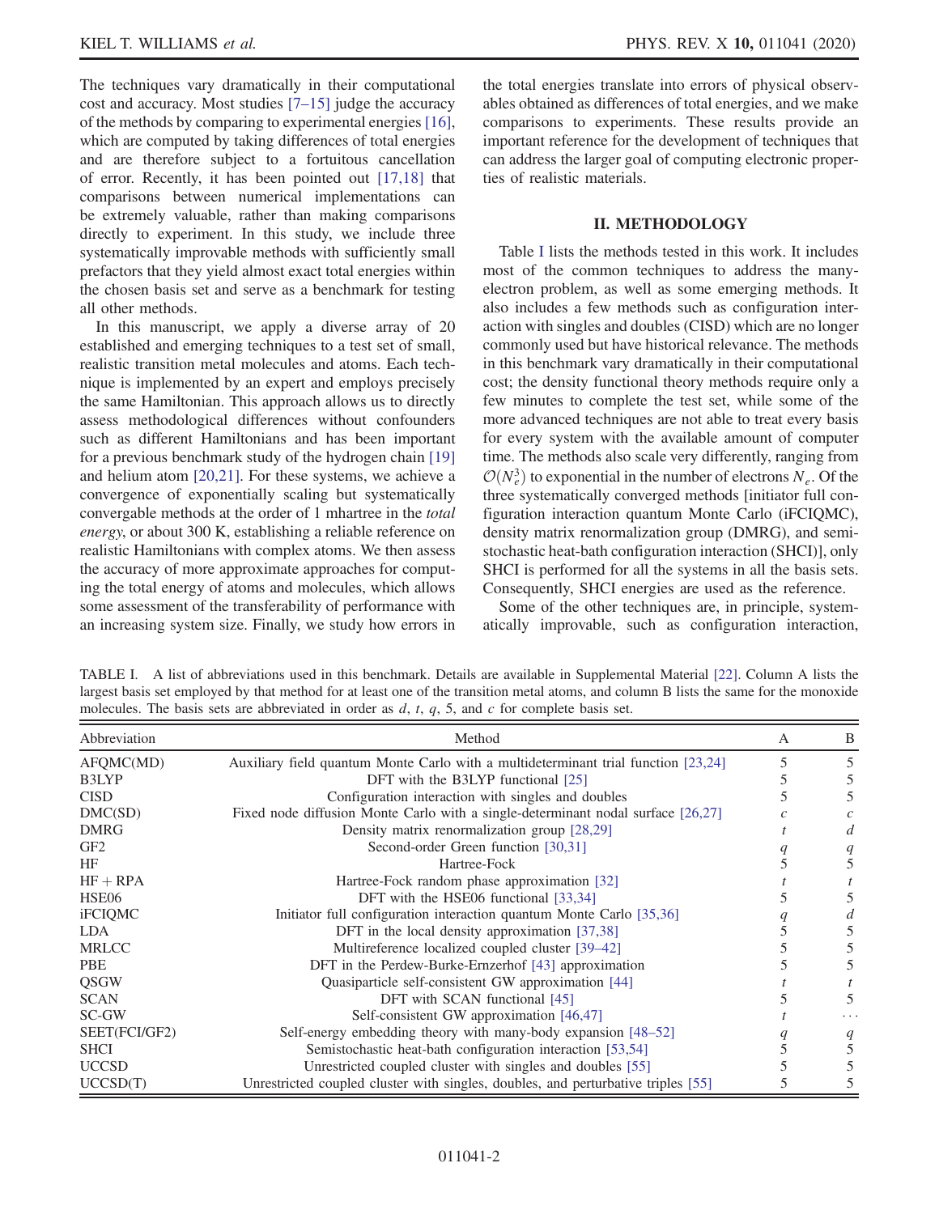The techniques vary dramatically in their computational cost and accuracy. Most studies [7–15] judge the accuracy of the methods by comparing to experimental energies [16], which are computed by taking differences of total energies and are therefore subject to a fortuitous cancellation of error. Recently, it has been pointed out [17,18] that comparisons between numerical implementations can be extremely valuable, rather than making comparisons directly to experiment. In this study, we include three systematically improvable methods with sufficiently small prefactors that they yield almost exact total energies within the chosen basis set and serve as a benchmark for testing all other methods.

In this manuscript, we apply a diverse array of 20 established and emerging techniques to a test set of small, realistic transition metal molecules and atoms. Each technique is implemented by an expert and employs precisely the same Hamiltonian. This approach allows us to directly assess methodological differences without confounders such as different Hamiltonians and has been important for a previous benchmark study of the hydrogen chain [19] and helium atom [20,21]. For these systems, we achieve a convergence of exponentially scaling but systematically convergable methods at the order of 1 mhartree in the *total energy*, or about 300 K, establishing a reliable reference on realistic Hamiltonians with complex atoms. We then assess the accuracy of more approximate approaches for computing the total energy of atoms and molecules, which allows some assessment of the transferability of performance with an increasing system size. Finally, we study how errors in the total energies translate into errors of physical observables obtained as differences of total energies, and we make comparisons to experiments. These results provide an important reference for the development of techniques that can address the larger goal of computing electronic properties of realistic materials.

## II. METHODOLOGY

Table I lists the methods tested in this work. It includes most of the common techniques to address the many-electron problem, as well as some emerging methods. It also includes a few methods such as configuration interaction with singles and doubles (CISD) which are no longer commonly used but have historical relevance. The methods in this benchmark vary dramatically in their computational cost; the density functional theory methods require only a few minutes to complete the test set, while some of the more advanced techniques are not able to treat every basis for every system with the available amount of computer time. The methods also scale very differently, ranging from $\mathcal{O}(N_e^3)$ to exponential in the number of electrons $N_e$. Of the three systematically converged methods [initiator full configuration interaction quantum Monte Carlo (iFCIQMC), density matrix renormalization group (DMRG), and semistochastic heat-bath configuration interaction (SHCI)], only SHCI is performed for all the systems in all the basis sets. Consequently, SHCI energies are used as the reference.

Some of the other techniques are, in principle, systematically improvable, such as configuration interaction,

TABLE I. A list of abbreviations used in this benchmark. Details are available in Supplemental Material [22]. Column A lists the largest basis set employed by that method for at least one of the transition metal atoms, and column B lists the same for the monoxide molecules. The basis sets are abbreviated in order as *d*, *t*, *q*, 5, and *c* for complete basis set.

| Abbreviation | Method | A | B |
|---|---|---|---|
| AFQMC(MD) | Auxiliary field quantum Monte Carlo with a multideterminant trial function [23,24] | 5 | 5 |
| B3LYP | DFT with the B3LYP functional [25] | 5 | 5 |
| CISD | Configuration interaction with singles and doubles | 5 | 5 |
| DMC(SD) | Fixed node diffusion Monte Carlo with a single-determinant nodal surface [26,27] | *c* | *c* |
| DMRG | Density matrix renormalization group [28,29] | *t* | *d* |
| GF2 | Second-order Green function [30,31] | *q* | *q* |
| HF | Hartree-Fock | 5 | 5 |
| HF + RPA | Hartree-Fock random phase approximation [32] | *t* | *t* |
| HSE06 | DFT with the HSE06 functional [33,34] | 5 | 5 |
| iFCIQMC | Initiator full configuration interaction quantum Monte Carlo [35,36] | *q* | *d* |
| LDA | DFT in the local density approximation [37,38] | 5 | 5 |
| MRLCC | Multireference localized coupled cluster [39–42] | 5 | 5 |
| PBE | DFT in the Perdew-Burke-Ernzerhof [43] approximation | 5 | 5 |
| QSGW | Quasiparticle self-consistent GW approximation [44] | *t* | *t* |
| SCAN | DFT with SCAN functional [45] | 5 | 5 |
| SC-GW | Self-consistent GW approximation [46,47] | *t* | ... |
| SEET(FCI/GF2) | Self-energy embedding theory with many-body expansion [48–52] | *q* | *q* |
| SHCI | Semistochastic heat-bath configuration interaction [53,54] | 5 | 5 |
| UCCSD | Unrestricted coupled cluster with singles and doubles [55] | 5 | 5 |
| UCCSD(T) | Unrestricted coupled cluster with singles, doubles, and perturbative triples [55] | 5 | 5 |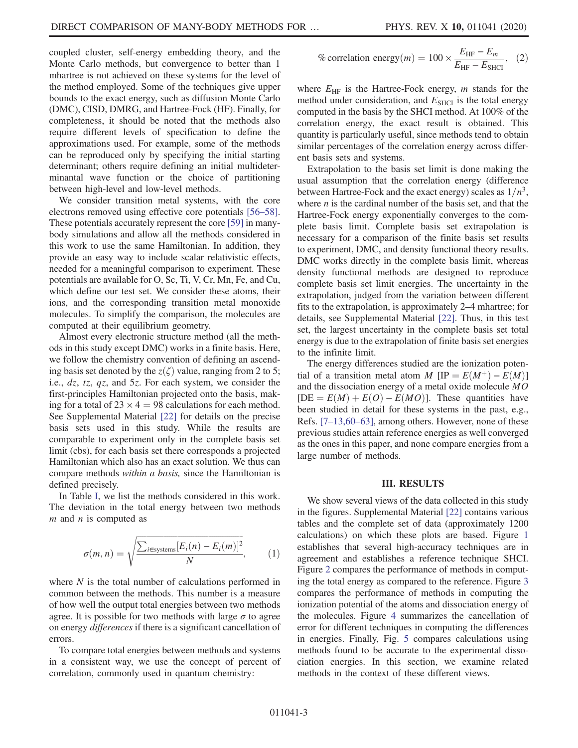coupled cluster, self-energy embedding theory, and the Monte Carlo methods, but convergence to better than 1 mhartree is not achieved on these systems for the level of the method employed. Some of the techniques give upper bounds to the exact energy, such as diffusion Monte Carlo (DMC), CISD, DMRG, and Hartree-Fock (HF). Finally, for completeness, it should be noted that the methods also require different levels of specification to define the approximations used. For example, some of the methods can be reproduced only by specifying the initial starting determinant; others require defining an initial multideterminantal wave function or the choice of partitioning between high-level and low-level methods.

We consider transition metal systems, with the core electrons removed using effective core potentials [56–58]. These potentials accurately represent the core [59] in many-body simulations and allow all the methods considered in this work to use the same Hamiltonian. In addition, they provide an easy way to include scalar relativistic effects, needed for a meaningful comparison to experiment. These potentials are available for O, Sc, Ti, V, Cr, Mn, Fe, and Cu, which define our test set. We consider these atoms, their ions, and the corresponding transition metal monoxide molecules. To simplify the comparison, the molecules are computed at their equilibrium geometry.

Almost every electronic structure method (all the methods in this study except DMC) works in a finite basis. Here, we follow the chemistry convention of defining an ascending basis set denoted by the $z(\zeta)$ value, ranging from 2 to 5; i.e., $dz$, $tz$, $qz$, and $5z$. For each system, we consider the first-principles Hamiltonian projected onto the basis, making for a total of $23 \times 4 = 98$ calculations for each method. See Supplemental Material [22] for details on the precise basis sets used in this study. While the results are comparable to experiment only in the complete basis set limit (cbs), for each basis set there corresponds a projected Hamiltonian which also has an exact solution. We thus can compare methods *within a basis,* since the Hamiltonian is defined precisely.

In Table I, we list the methods considered in this work. The deviation in the total energy between two methods $m$ and $n$ is computed as

$$\sigma(m,n) = \sqrt{\frac{\sum_{i \in \text{systems}} [E_i(n) - E_i(m)]^2}{N}}, \qquad (1)$$

where $N$ is the total number of calculations performed in common between the methods. This number is a measure of how well the output total energies between two methods agree. It is possible for two methods with large $\sigma$ to agree on energy *differences* if there is a significant cancellation of errors.

To compare total energies between methods and systems in a consistent way, we use the concept of percent of correlation, commonly used in quantum chemistry:

$$\%\,\text{correlation energy}(m) = 100 \times \frac{E_{\text{HF}} - E_m}{E_{\text{HF}} - E_{\text{SHCI}}}, \quad (2)$$

where $E_{\text{HF}}$ is the Hartree-Fock energy, $m$ stands for the method under consideration, and $E_{\text{SHCI}}$ is the total energy computed in the basis by the SHCI method. At 100% of the correlation energy, the exact result is obtained. This quantity is particularly useful, since methods tend to obtain similar percentages of the correlation energy across different basis sets and systems.

Extrapolation to the basis set limit is done making the usual assumption that the correlation energy (difference between Hartree-Fock and the exact energy) scales as $1/n^3$, where $n$ is the cardinal number of the basis set, and that the Hartree-Fock energy exponentially converges to the complete basis limit. Complete basis set extrapolation is necessary for a comparison of the finite basis set results to experiment, DMC, and density functional theory results. DMC works directly in the complete basis limit, whereas density functional methods are designed to reproduce complete basis set limit energies. The uncertainty in the extrapolation, judged from the variation between different fits to the extrapolation, is approximately 2–4 mhartree; for details, see Supplemental Material [22]. Thus, in this test set, the largest uncertainty in the complete basis set total energy is due to the extrapolation of finite basis set energies to the infinite limit.

The energy differences studied are the ionization potential of a transition metal atom $M$ [$\text{IP} = E(M^+) - E(M)$] and the dissociation energy of a metal oxide molecule $MO$ [$\text{DE} = E(M) + E(O) - E(MO)$]. These quantities have been studied in detail for these systems in the past, e.g., Refs. [7–13,60–63], among others. However, none of these previous studies attain reference energies as well converged as the ones in this paper, and none compare energies from a large number of methods.

## III. RESULTS

We show several views of the data collected in this study in the figures. Supplemental Material [22] contains various tables and the complete set of data (approximately 1200 calculations) on which these plots are based. Figure 1 establishes that several high-accuracy techniques are in agreement and establishes a reference technique SHCI. Figure 2 compares the performance of methods in computing the total energy as compared to the reference. Figure 3 compares the performance of methods in computing the ionization potential of the atoms and dissociation energy of the molecules. Figure 4 summarizes the cancellation of error for different techniques in computing the differences in energies. Finally, Fig. 5 compares calculations using methods found to be accurate to the experimental dissociation energies. In this section, we examine related methods in the context of these different views.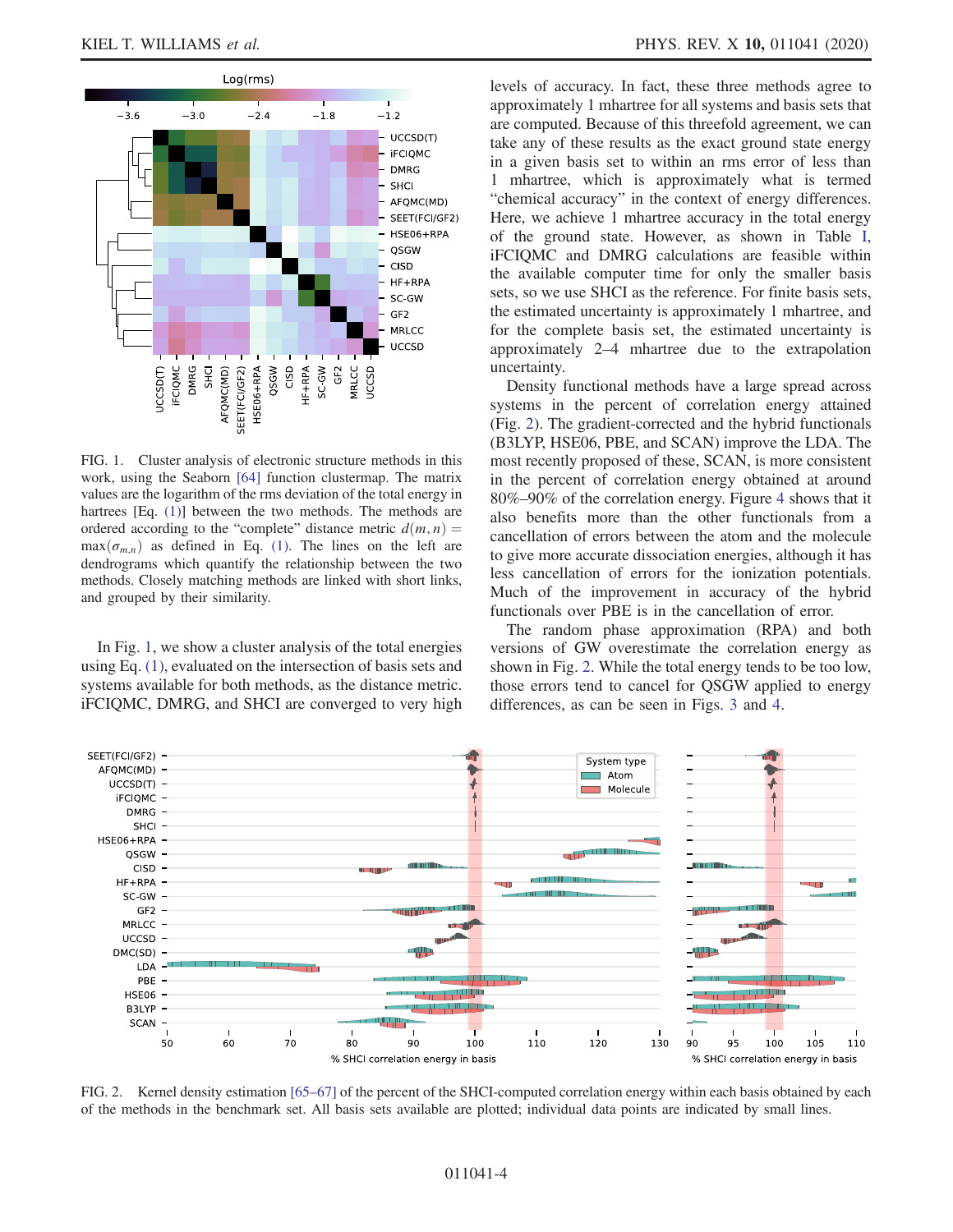FIG. 1. Cluster analysis of electronic structure methods in this work, using the Seaborn [64] function clustermap. The matrix values are the logarithm of the rms deviation of the total energy in hartrees [Eq. (1)] between the two methods. The methods are ordered according to the "complete" distance metric $d(m, n) = \max(\sigma_{m,n})$ as defined in Eq. (1). The lines on the left are dendrograms which quantify the relationship between the two methods. Closely matching methods are linked with short links, and grouped by their similarity.

In Fig. 1, we show a cluster analysis of the total energies using Eq. (1), evaluated on the intersection of basis sets and systems available for both methods, as the distance metric. iFCIQMC, DMRG, and SHCI are converged to very high levels of accuracy. In fact, these three methods agree to approximately 1 mhartree for all systems and basis sets that are computed. Because of this threefold agreement, we can take any of these results as the exact ground state energy in a given basis set to within an rms error of less than 1 mhartree, which is approximately what is termed "chemical accuracy" in the context of energy differences. Here, we achieve 1 mhartree accuracy in the total energy of the ground state. However, as shown in Table I, iFCIQMC and DMRG calculations are feasible within the available computer time for only the smaller basis sets, so we use SHCI as the reference. For finite basis sets, the estimated uncertainty is approximately 1 mhartree, and for the complete basis set, the estimated uncertainty is approximately 2–4 mhartree due to the extrapolation uncertainty.

Density functional methods have a large spread across systems in the percent of correlation energy attained (Fig. 2). The gradient-corrected and the hybrid functionals (B3LYP, HSE06, PBE, and SCAN) improve the LDA. The most recently proposed of these, SCAN, is more consistent in the percent of correlation energy obtained at around 80%–90% of the correlation energy. Figure 4 shows that it also benefits more than the other functionals from a cancellation of errors between the atom and the molecule to give more accurate dissociation energies, although it has less cancellation of errors for the ionization potentials. Much of the improvement in accuracy of the hybrid functionals over PBE is in the cancellation of error.

The random phase approximation (RPA) and both versions of GW overestimate the correlation energy as shown in Fig. 2. While the total energy tends to be too low, those errors tend to cancel for QSGW applied to energy differences, as can be seen in Figs. 3 and 4.

FIG. 2. Kernel density estimation [65–67] of the percent of the SHCI-computed correlation energy within each basis obtained by each of the methods in the benchmark set. All basis sets available are plotted; individual data points are indicated by small lines.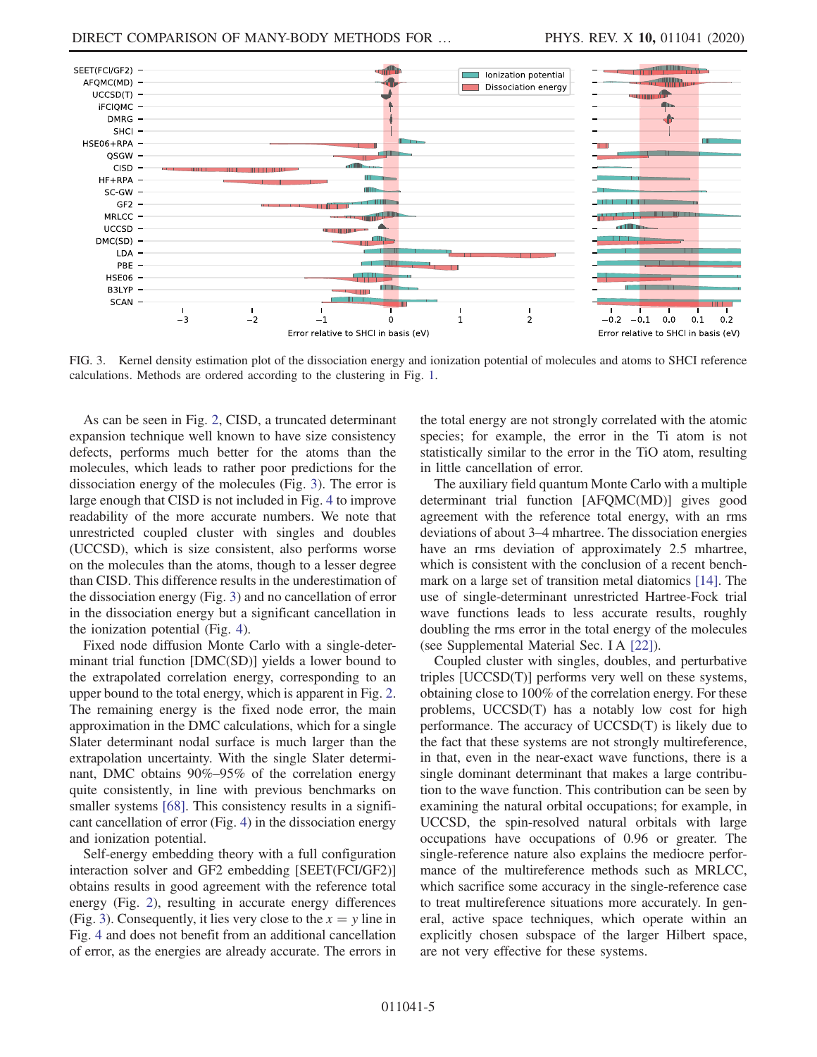FIG. 3. Kernel density estimation plot of the dissociation energy and ionization potential of molecules and atoms to SHCI reference calculations. Methods are ordered according to the clustering in Fig. 1.

As can be seen in Fig. 2, CISD, a truncated determinant expansion technique well known to have size consistency defects, performs much better for the atoms than the molecules, which leads to rather poor predictions for the dissociation energy of the molecules (Fig. 3). The error is large enough that CISD is not included in Fig. 4 to improve readability of the more accurate numbers. We note that unrestricted coupled cluster with singles and doubles (UCCSD), which is size consistent, also performs worse on the molecules than the atoms, though to a lesser degree than CISD. This difference results in the underestimation of the dissociation energy (Fig. 3) and no cancellation of error in the dissociation energy but a significant cancellation in the ionization potential (Fig. 4).

Fixed node diffusion Monte Carlo with a single-determinant trial function [DMC(SD)] yields a lower bound to the extrapolated correlation energy, corresponding to an upper bound to the total energy, which is apparent in Fig. 2. The remaining energy is the fixed node error, the main approximation in the DMC calculations, which for a single Slater determinant nodal surface is much larger than the extrapolation uncertainty. With the single Slater determinant, DMC obtains 90%–95% of the correlation energy quite consistently, in line with previous benchmarks on smaller systems [68]. This consistency results in a significant cancellation of error (Fig. 4) in the dissociation energy and ionization potential.

Self-energy embedding theory with a full configuration interaction solver and GF2 embedding [SEET(FCI/GF2)] obtains results in good agreement with the reference total energy (Fig. 2), resulting in accurate energy differences (Fig. 3). Consequently, it lies very close to the $x = y$ line in Fig. 4 and does not benefit from an additional cancellation of error, as the energies are already accurate. The errors in the total energy are not strongly correlated with the atomic species; for example, the error in the Ti atom is not statistically similar to the error in the TiO atom, resulting in little cancellation of error.

The auxiliary field quantum Monte Carlo with a multiple determinant trial function [AFQMC(MD)] gives good agreement with the reference total energy, with an rms deviations of about 3–4 mhartree. The dissociation energies have an rms deviation of approximately 2.5 mhartree, which is consistent with the conclusion of a recent benchmark on a large set of transition metal diatomics [14]. The use of single-determinant unrestricted Hartree-Fock trial wave functions leads to less accurate results, roughly doubling the rms error in the total energy of the molecules (see Supplemental Material Sec. I A [22]).

Coupled cluster with singles, doubles, and perturbative triples [UCCSD(T)] performs very well on these systems, obtaining close to 100% of the correlation energy. For these problems, UCCSD(T) has a notably low cost for high performance. The accuracy of UCCSD(T) is likely due to the fact that these systems are not strongly multireference, in that, even in the near-exact wave functions, there is a single dominant determinant that makes a large contribution to the wave function. This contribution can be seen by examining the natural orbital occupations; for example, in UCCSD, the spin-resolved natural orbitals with large occupations have occupations of 0.96 or greater. The single-reference nature also explains the mediocre performance of the multireference methods such as MRLCC, which sacrifice some accuracy in the single-reference case to treat multireference situations more accurately. In general, active space techniques, which operate within an explicitly chosen subspace of the larger Hilbert space, are not very effective for these systems.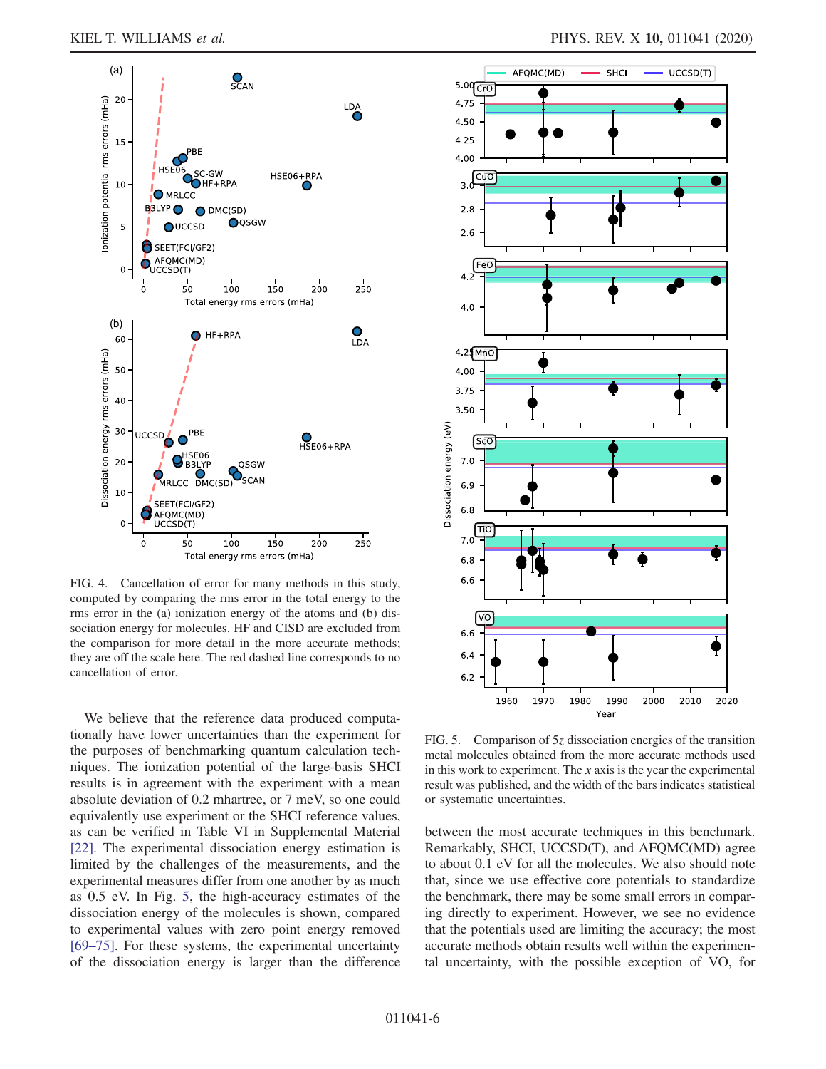FIG. 4. Cancellation of error for many methods in this study, computed by comparing the rms error in the total energy to the rms error in the (a) ionization energy of the atoms and (b) dissociation energy for molecules. HF and CISD are excluded from the comparison for more detail in the more accurate methods; they are off the scale here. The red dashed line corresponds to no cancellation of error.

FIG. 5. Comparison of $5z$ dissociation energies of the transition metal molecules obtained from the more accurate methods used in this work to experiment. The $x$ axis is the year the experimental result was published, and the width of the bars indicates statistical or systematic uncertainties.

We believe that the reference data produced computationally have lower uncertainties than the experiment for the purposes of benchmarking quantum calculation techniques. The ionization potential of the large-basis SHCI results is in agreement with the experiment with a mean absolute deviation of 0.2 mhartree, or 7 meV, so one could equivalently use experiment or the SHCI reference values, as can be verified in Table VI in Supplemental Material [22]. The experimental dissociation energy estimation is limited by the challenges of the measurements, and the experimental measures differ from one another by as much as 0.5 eV. In Fig. 5, the high-accuracy estimates of the dissociation energy of the molecules is shown, compared to experimental values with zero point energy removed [69–75]. For these systems, the experimental uncertainty of the dissociation energy is larger than the difference between the most accurate techniques in this benchmark. Remarkably, SHCI, UCCSD(T), and AFQMC(MD) agree to about 0.1 eV for all the molecules. We also should note that, since we use effective core potentials to standardize the benchmark, there may be some small errors in comparing directly to experiment. However, we see no evidence that the potentials used are limiting the accuracy; the most accurate methods obtain results well within the experimental uncertainty, with the possible exception of VO, for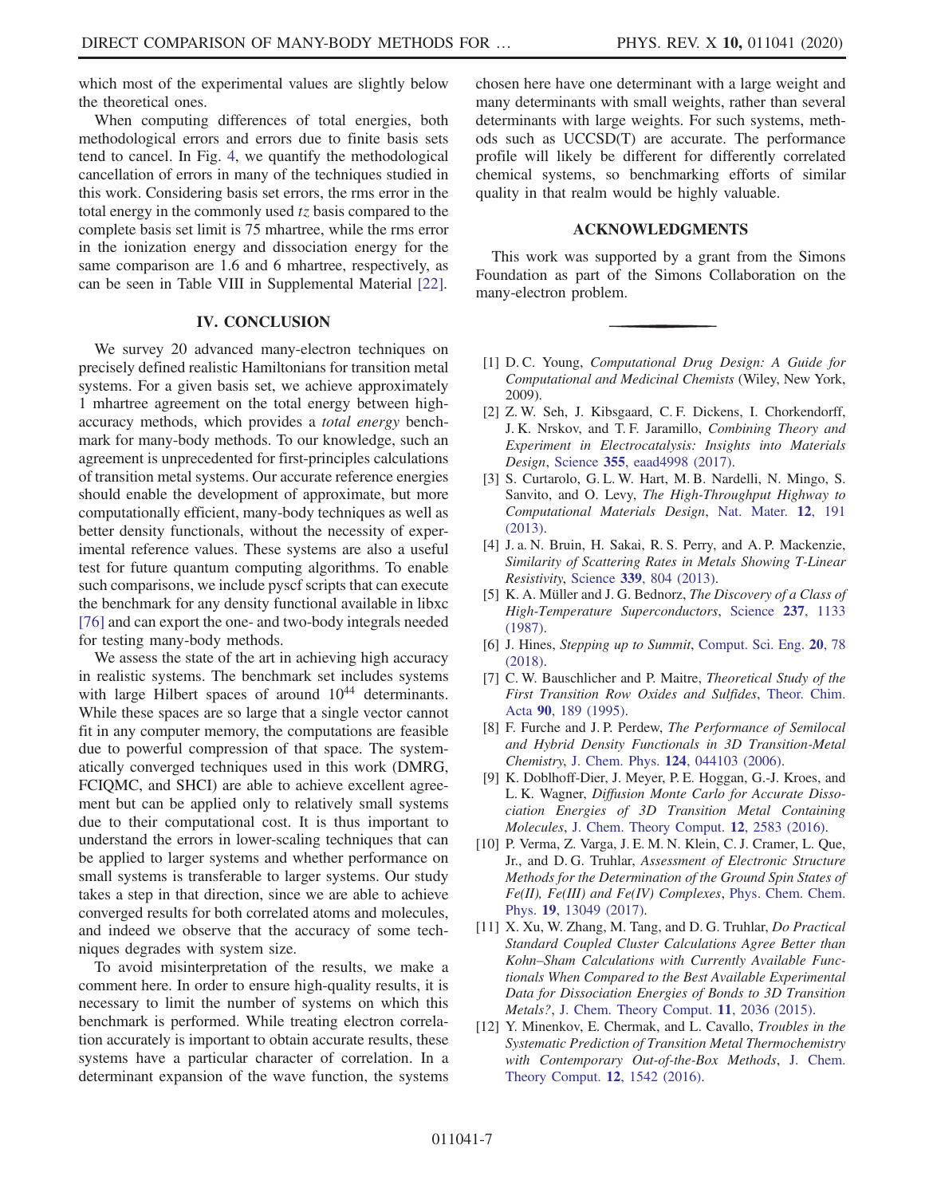which most of the experimental values are slightly below the theoretical ones.

When computing differences of total energies, both methodological errors and errors due to finite basis sets tend to cancel. In Fig. 4, we quantify the methodological cancellation of errors in many of the techniques studied in this work. Considering basis set errors, the rms error in the total energy in the commonly used *tz* basis compared to the complete basis set limit is 75 mhartree, while the rms error in the ionization energy and dissociation energy for the same comparison are 1.6 and 6 mhartree, respectively, as can be seen in Table VIII in Supplemental Material [22].

## IV. CONCLUSION

We survey 20 advanced many-electron techniques on precisely defined realistic Hamiltonians for transition metal systems. For a given basis set, we achieve approximately 1 mhartree agreement on the total energy between high-accuracy methods, which provides a *total energy* benchmark for many-body methods. To our knowledge, such an agreement is unprecedented for first-principles calculations of transition metal systems. Our accurate reference energies should enable the development of approximate, but more computationally efficient, many-body techniques as well as better density functionals, without the necessity of experimental reference values. These systems are also a useful test for future quantum computing algorithms. To enable such comparisons, we include pyscf scripts that can execute the benchmark for any density functional available in libxc [76] and can export the one- and two-body integrals needed for testing many-body methods.

We assess the state of the art in achieving high accuracy in realistic systems. The benchmark set includes systems with large Hilbert spaces of around $10^{44}$ determinants. While these spaces are so large that a single vector cannot fit in any computer memory, the computations are feasible due to powerful compression of that space. The systematically converged techniques used in this work (DMRG, FCIQMC, and SHCI) are able to achieve excellent agreement but can be applied only to relatively small systems due to their computational cost. It is thus important to understand the errors in lower-scaling techniques that can be applied to larger systems and whether performance on small systems is transferable to larger systems. Our study takes a step in that direction, since we are able to achieve converged results for both correlated atoms and molecules, and indeed we observe that the accuracy of some techniques degrades with system size.

To avoid misinterpretation of the results, we make a comment here. In order to ensure high-quality results, it is necessary to limit the number of systems on which this benchmark is performed. While treating electron correlation accurately is important to obtain accurate results, these systems have a particular character of correlation. In a determinant expansion of the wave function, the systems chosen here have one determinant with a large weight and many determinants with small weights, rather than several determinants with large weights. For such systems, methods such as UCCSD(T) are accurate. The performance profile will likely be different for differently correlated chemical systems, so benchmarking efforts of similar quality in that realm would be highly valuable.

## ACKNOWLEDGMENTS

This work was supported by a grant from the Simons Foundation as part of the Simons Collaboration on the many-electron problem.

---

[1] D. C. Young, *Computational Drug Design: A Guide for Computational and Medicinal Chemists* (Wiley, New York, 2009).

[2] Z. W. Seh, J. Kibsgaard, C. F. Dickens, I. Chorkendorff, J. K. Nrskov, and T. F. Jaramillo, *Combining Theory and Experiment in Electrocatalysis: Insights into Materials Design*, Science **355**, eaad4998 (2017).

[3] S. Curtarolo, G. L. W. Hart, M. B. Nardelli, N. Mingo, S. Sanvito, and O. Levy, *The High-Throughput Highway to Computational Materials Design*, Nat. Mater. **12**, 191 (2013).

[4] J. a. N. Bruin, H. Sakai, R. S. Perry, and A. P. Mackenzie, *Similarity of Scattering Rates in Metals Showing T-Linear Resistivity*, Science **339**, 804 (2013).

[5] K. A. Müller and J. G. Bednorz, *The Discovery of a Class of High-Temperature Superconductors*, Science **237**, 1133 (1987).

[6] J. Hines, *Stepping up to Summit*, Comput. Sci. Eng. **20**, 78 (2018).

[7] C. W. Bauschlicher and P. Maitre, *Theoretical Study of the First Transition Row Oxides and Sulfides*, Theor. Chim. Acta **90**, 189 (1995).

[8] F. Furche and J. P. Perdew, *The Performance of Semilocal and Hybrid Density Functionals in 3D Transition-Metal Chemistry*, J. Chem. Phys. **124**, 044103 (2006).

[9] K. Doblhoff-Dier, J. Meyer, P. E. Hoggan, G.-J. Kroes, and L. K. Wagner, *Diffusion Monte Carlo for Accurate Dissociation Energies of 3D Transition Metal Containing Molecules*, J. Chem. Theory Comput. **12**, 2583 (2016).

[10] P. Verma, Z. Varga, J. E. M. N. Klein, C. J. Cramer, L. Que, Jr., and D. G. Truhlar, *Assessment of Electronic Structure Methods for the Determination of the Ground Spin States of Fe(II), Fe(III) and Fe(IV) Complexes*, Phys. Chem. Chem. Phys. **19**, 13049 (2017).

[11] X. Xu, W. Zhang, M. Tang, and D. G. Truhlar, *Do Practical Standard Coupled Cluster Calculations Agree Better than Kohn–Sham Calculations with Currently Available Functionals When Compared to the Best Available Experimental Data for Dissociation Energies of Bonds to 3D Transition Metals?*, J. Chem. Theory Comput. **11**, 2036 (2015).

[12] Y. Minenkov, E. Chermak, and L. Cavallo, *Troubles in the Systematic Prediction of Transition Metal Thermochemistry with Contemporary Out-of-the-Box Methods*, J. Chem. Theory Comput. **12**, 1542 (2016).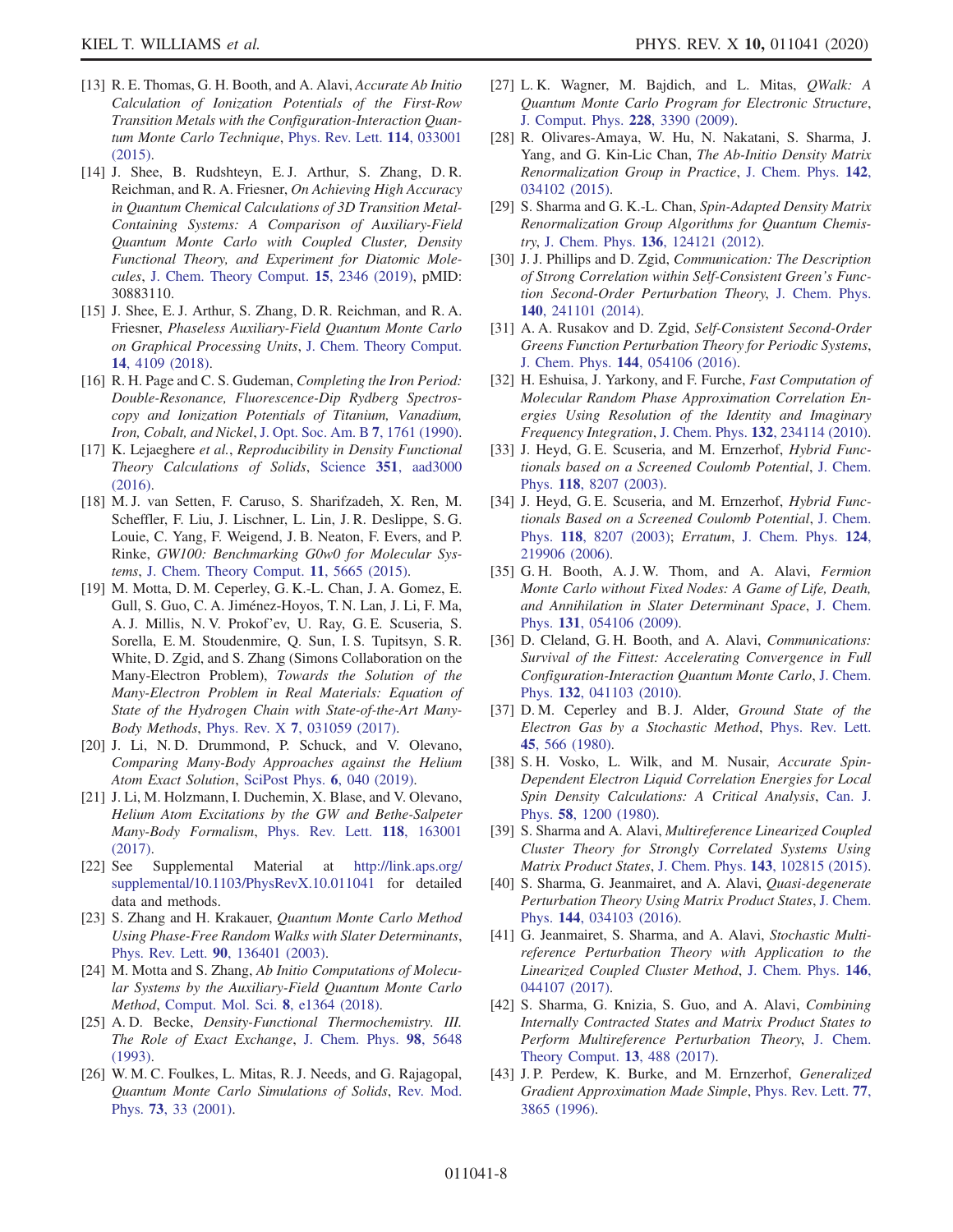[13] R. E. Thomas, G. H. Booth, and A. Alavi, *Accurate Ab Initio Calculation of Ionization Potentials of the First-Row Transition Metals with the Configuration-Interaction Quantum Monte Carlo Technique*, Phys. Rev. Lett. **114**, 033001 (2015).

[14] J. Shee, B. Rudshteyn, E. J. Arthur, S. Zhang, D. R. Reichman, and R. A. Friesner, *On Achieving High Accuracy in Quantum Chemical Calculations of 3D Transition Metal-Containing Systems: A Comparison of Auxiliary-Field Quantum Monte Carlo with Coupled Cluster, Density Functional Theory, and Experiment for Diatomic Molecules*, J. Chem. Theory Comput. **15**, 2346 (2019), pMID: 30883110.

[15] J. Shee, E. J. Arthur, S. Zhang, D. R. Reichman, and R. A. Friesner, *Phaseless Auxiliary-Field Quantum Monte Carlo on Graphical Processing Units*, J. Chem. Theory Comput. **14**, 4109 (2018).

[16] R. H. Page and C. S. Gudeman, *Completing the Iron Period: Double-Resonance, Fluorescence-Dip Rydberg Spectroscopy and Ionization Potentials of Titanium, Vanadium, Iron, Cobalt, and Nickel*, J. Opt. Soc. Am. B **7**, 1761 (1990).

[17] K. Lejaeghere *et al.*, *Reproducibility in Density Functional Theory Calculations of Solids*, Science **351**, aad3000 (2016).

[18] M. J. van Setten, F. Caruso, S. Sharifzadeh, X. Ren, M. Scheffler, F. Liu, J. Lischner, L. Lin, J. R. Deslippe, S. G. Louie, C. Yang, F. Weigend, J. B. Neaton, F. Evers, and P. Rinke, *GW100: Benchmarking G0w0 for Molecular Systems*, J. Chem. Theory Comput. **11**, 5665 (2015).

[19] M. Motta, D. M. Ceperley, G. K.-L. Chan, J. A. Gomez, E. Gull, S. Guo, C. A. Jiménez-Hoyos, T. N. Lan, J. Li, F. Ma, A. J. Millis, N. V. Prokof'ev, U. Ray, G. E. Scuseria, S. Sorella, E. M. Stoudenmire, Q. Sun, I. S. Tupitsyn, S. R. White, D. Zgid, and S. Zhang (Simons Collaboration on the Many-Electron Problem), *Towards the Solution of the Many-Electron Problem in Real Materials: Equation of State of the Hydrogen Chain with State-of-the-Art Many-Body Methods*, Phys. Rev. X **7**, 031059 (2017).

[20] J. Li, N. D. Drummond, P. Schuck, and V. Olevano, *Comparing Many-Body Approaches against the Helium Atom Exact Solution*, SciPost Phys. **6**, 040 (2019).

[21] J. Li, M. Holzmann, I. Duchemin, X. Blase, and V. Olevano, *Helium Atom Excitations by the GW and Bethe-Salpeter Many-Body Formalism*, Phys. Rev. Lett. **118**, 163001 (2017).

[22] See Supplemental Material at http://link.aps.org/supplemental/10.1103/PhysRevX.10.011041 for detailed data and methods.

[23] S. Zhang and H. Krakauer, *Quantum Monte Carlo Method Using Phase-Free Random Walks with Slater Determinants*, Phys. Rev. Lett. **90**, 136401 (2003).

[24] M. Motta and S. Zhang, *Ab Initio Computations of Molecular Systems by the Auxiliary-Field Quantum Monte Carlo Method*, Comput. Mol. Sci. **8**, e1364 (2018).

[25] A. D. Becke, *Density-Functional Thermochemistry. III. The Role of Exact Exchange*, J. Chem. Phys. **98**, 5648 (1993).

[26] W. M. C. Foulkes, L. Mitas, R. J. Needs, and G. Rajagopal, *Quantum Monte Carlo Simulations of Solids*, Rev. Mod. Phys. **73**, 33 (2001).

[27] L. K. Wagner, M. Bajdich, and L. Mitas, *QWalk: A Quantum Monte Carlo Program for Electronic Structure*, J. Comput. Phys. **228**, 3390 (2009).

[28] R. Olivares-Amaya, W. Hu, N. Nakatani, S. Sharma, J. Yang, and G. Kin-Lic Chan, *The Ab-Initio Density Matrix Renormalization Group in Practice*, J. Chem. Phys. **142**, 034102 (2015).

[29] S. Sharma and G. K.-L. Chan, *Spin-Adapted Density Matrix Renormalization Group Algorithms for Quantum Chemistry*, J. Chem. Phys. **136**, 124121 (2012).

[30] J. J. Phillips and D. Zgid, *Communication: The Description of Strong Correlation within Self-Consistent Green's Function Second-Order Perturbation Theory*, J. Chem. Phys. **140**, 241101 (2014).

[31] A. A. Rusakov and D. Zgid, *Self-Consistent Second-Order Greens Function Perturbation Theory for Periodic Systems*, J. Chem. Phys. **144**, 054106 (2016).

[32] H. Eshuisa, J. Yarkony, and F. Furche, *Fast Computation of Molecular Random Phase Approximation Correlation Energies Using Resolution of the Identity and Imaginary Frequency Integration*, J. Chem. Phys. **132**, 234114 (2010).

[33] J. Heyd, G. E. Scuseria, and M. Ernzerhof, *Hybrid Functionals based on a Screened Coulomb Potential*, J. Chem. Phys. **118**, 8207 (2003).

[34] J. Heyd, G. E. Scuseria, and M. Ernzerhof, *Hybrid Functionals Based on a Screened Coulomb Potential*, J. Chem. Phys. **118**, 8207 (2003); *Erratum*, J. Chem. Phys. **124**, 219906 (2006).

[35] G. H. Booth, A. J. W. Thom, and A. Alavi, *Fermion Monte Carlo without Fixed Nodes: A Game of Life, Death, and Annihilation in Slater Determinant Space*, J. Chem. Phys. **131**, 054106 (2009).

[36] D. Cleland, G. H. Booth, and A. Alavi, *Communications: Survival of the Fittest: Accelerating Convergence in Full Configuration-Interaction Quantum Monte Carlo*, J. Chem. Phys. **132**, 041103 (2010).

[37] D. M. Ceperley and B. J. Alder, *Ground State of the Electron Gas by a Stochastic Method*, Phys. Rev. Lett. **45**, 566 (1980).

[38] S. H. Vosko, L. Wilk, and M. Nusair, *Accurate Spin-Dependent Electron Liquid Correlation Energies for Local Spin Density Calculations: A Critical Analysis*, Can. J. Phys. **58**, 1200 (1980).

[39] S. Sharma and A. Alavi, *Multireference Linearized Coupled Cluster Theory for Strongly Correlated Systems Using Matrix Product States*, J. Chem. Phys. **143**, 102815 (2015).

[40] S. Sharma, G. Jeanmairet, and A. Alavi, *Quasi-degenerate Perturbation Theory Using Matrix Product States*, J. Chem. Phys. **144**, 034103 (2016).

[41] G. Jeanmairet, S. Sharma, and A. Alavi, *Stochastic Multi-reference Perturbation Theory with Application to the Linearized Coupled Cluster Method*, J. Chem. Phys. **146**, 044107 (2017).

[42] S. Sharma, G. Knizia, S. Guo, and A. Alavi, *Combining Internally Contracted States and Matrix Product States to Perform Multireference Perturbation Theory*, J. Chem. Theory Comput. **13**, 488 (2017).

[43] J. P. Perdew, K. Burke, and M. Ernzerhof, *Generalized Gradient Approximation Made Simple*, Phys. Rev. Lett. **77**, 3865 (1996).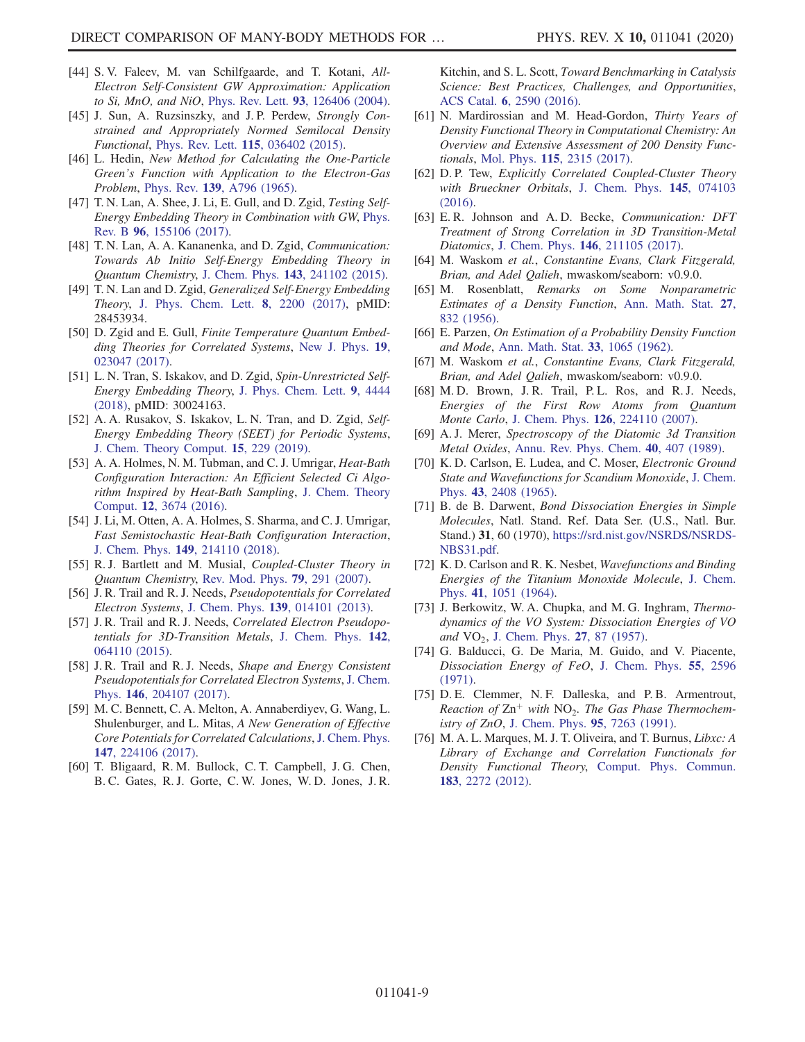[44] S. V. Faleev, M. van Schilfgaarde, and T. Kotani, *All-Electron Self-Consistent GW Approximation: Application to Si, MnO, and NiO*, Phys. Rev. Lett. **93**, 126406 (2004).

[45] J. Sun, A. Ruzsinszky, and J. P. Perdew, *Strongly Constrained and Appropriately Normed Semilocal Density Functional*, Phys. Rev. Lett. **115**, 036402 (2015).

[46] L. Hedin, *New Method for Calculating the One-Particle Green's Function with Application to the Electron-Gas Problem*, Phys. Rev. **139**, A796 (1965).

[47] T. N. Lan, A. Shee, J. Li, E. Gull, and D. Zgid, *Testing Self-Energy Embedding Theory in Combination with GW*, Phys. Rev. B **96**, 155106 (2017).

[48] T. N. Lan, A. A. Kananenka, and D. Zgid, *Communication: Towards Ab Initio Self-Energy Embedding Theory in Quantum Chemistry*, J. Chem. Phys. **143**, 241102 (2015).

[49] T. N. Lan and D. Zgid, *Generalized Self-Energy Embedding Theory*, J. Phys. Chem. Lett. **8**, 2200 (2017), pMID: 28453934.

[50] D. Zgid and E. Gull, *Finite Temperature Quantum Embedding Theories for Correlated Systems*, New J. Phys. **19**, 023047 (2017).

[51] L. N. Tran, S. Iskakov, and D. Zgid, *Spin-Unrestricted Self-Energy Embedding Theory*, J. Phys. Chem. Lett. **9**, 4444 (2018), pMID: 30024163.

[52] A. A. Rusakov, S. Iskakov, L. N. Tran, and D. Zgid, *Self-Energy Embedding Theory (SEET) for Periodic Systems*, J. Chem. Theory Comput. **15**, 229 (2019).

[53] A. A. Holmes, N. M. Tubman, and C. J. Umrigar, *Heat-Bath Configuration Interaction: An Efficient Selected Ci Algorithm Inspired by Heat-Bath Sampling*, J. Chem. Theory Comput. **12**, 3674 (2016).

[54] J. Li, M. Otten, A. A. Holmes, S. Sharma, and C. J. Umrigar, *Fast Semistochastic Heat-Bath Configuration Interaction*, J. Chem. Phys. **149**, 214110 (2018).

[55] R. J. Bartlett and M. Musial, *Coupled-Cluster Theory in Quantum Chemistry*, Rev. Mod. Phys. **79**, 291 (2007).

[56] J. R. Trail and R. J. Needs, *Pseudopotentials for Correlated Electron Systems*, J. Chem. Phys. **139**, 014101 (2013).

[57] J. R. Trail and R. J. Needs, *Correlated Electron Pseudopotentials for 3D-Transition Metals*, J. Chem. Phys. **142**, 064110 (2015).

[58] J. R. Trail and R. J. Needs, *Shape and Energy Consistent Pseudopotentials for Correlated Electron Systems*, J. Chem. Phys. **146**, 204107 (2017).

[59] M. C. Bennett, C. A. Melton, A. Annaberdiyev, G. Wang, L. Shulenburger, and L. Mitas, *A New Generation of Effective Core Potentials for Correlated Calculations*, J. Chem. Phys. **147**, 224106 (2017).

[60] T. Bligaard, R. M. Bullock, C. T. Campbell, J. G. Chen, B. C. Gates, R. J. Gorte, C. W. Jones, W. D. Jones, J. R. Kitchin, and S. L. Scott, *Toward Benchmarking in Catalysis Science: Best Practices, Challenges, and Opportunities*, ACS Catal. **6**, 2590 (2016).

[61] N. Mardirossian and M. Head-Gordon, *Thirty Years of Density Functional Theory in Computational Chemistry: An Overview and Extensive Assessment of 200 Density Functionals*, Mol. Phys. **115**, 2315 (2017).

[62] D. P. Tew, *Explicitly Correlated Coupled-Cluster Theory with Brueckner Orbitals*, J. Chem. Phys. **145**, 074103 (2016).

[63] E. R. Johnson and A. D. Becke, *Communication: DFT Treatment of Strong Correlation in 3D Transition-Metal Diatomics*, J. Chem. Phys. **146**, 211105 (2017).

[64] M. Waskom *et al.*, *Constantine Evans, Clark Fitzgerald, Brian, and Adel Qalieh*, mwaskom/seaborn: v0.9.0.

[65] M. Rosenblatt, *Remarks on Some Nonparametric Estimates of a Density Function*, Ann. Math. Stat. **27**, 832 (1956).

[66] E. Parzen, *On Estimation of a Probability Density Function and Mode*, Ann. Math. Stat. **33**, 1065 (1962).

[67] M. Waskom *et al.*, *Constantine Evans, Clark Fitzgerald, Brian, and Adel Qalieh*, mwaskom/seaborn: v0.9.0.

[68] M. D. Brown, J. R. Trail, P. L. Ros, and R. J. Needs, *Energies of the First Row Atoms from Quantum Monte Carlo*, J. Chem. Phys. **126**, 224110 (2007).

[69] A. J. Merer, *Spectroscopy of the Diatomic 3d Transition Metal Oxides*, Annu. Rev. Phys. Chem. **40**, 407 (1989).

[70] K. D. Carlson, E. Ludea, and C. Moser, *Electronic Ground State and Wavefunctions for Scandium Monoxide*, J. Chem. Phys. **43**, 2408 (1965).

[71] B. de B. Darwent, *Bond Dissociation Energies in Simple Molecules*, Natl. Stand. Ref. Data Ser. (U.S., Natl. Bur. Stand.) **31**, 60 (1970), https://srd.nist.gov/NSRDS/NSRDS-NBS31.pdf.

[72] K. D. Carlson and R. K. Nesbet, *Wavefunctions and Binding Energies of the Titanium Monoxide Molecule*, J. Chem. Phys. **41**, 1051 (1964).

[73] J. Berkowitz, W. A. Chupka, and M. G. Inghram, *Thermodynamics of the VO System: Dissociation Energies of VO and $VO_2$*, J. Chem. Phys. **27**, 87 (1957).

[74] G. Balducci, G. De Maria, M. Guido, and V. Piacente, *Dissociation Energy of FeO*, J. Chem. Phys. **55**, 2596 (1971).

[75] D. E. Clemmer, N. F. Dalleska, and P. B. Armentrout, *Reaction of $Zn^+$ with $NO_2$. The Gas Phase Thermochemistry of ZnO*, J. Chem. Phys. **95**, 7263 (1991).

[76] M. A. L. Marques, M. J. T. Oliveira, and T. Burnus, *Libxc: A Library of Exchange and Correlation Functionals for Density Functional Theory*, Comput. Phys. Commun. **183**, 2272 (2012).